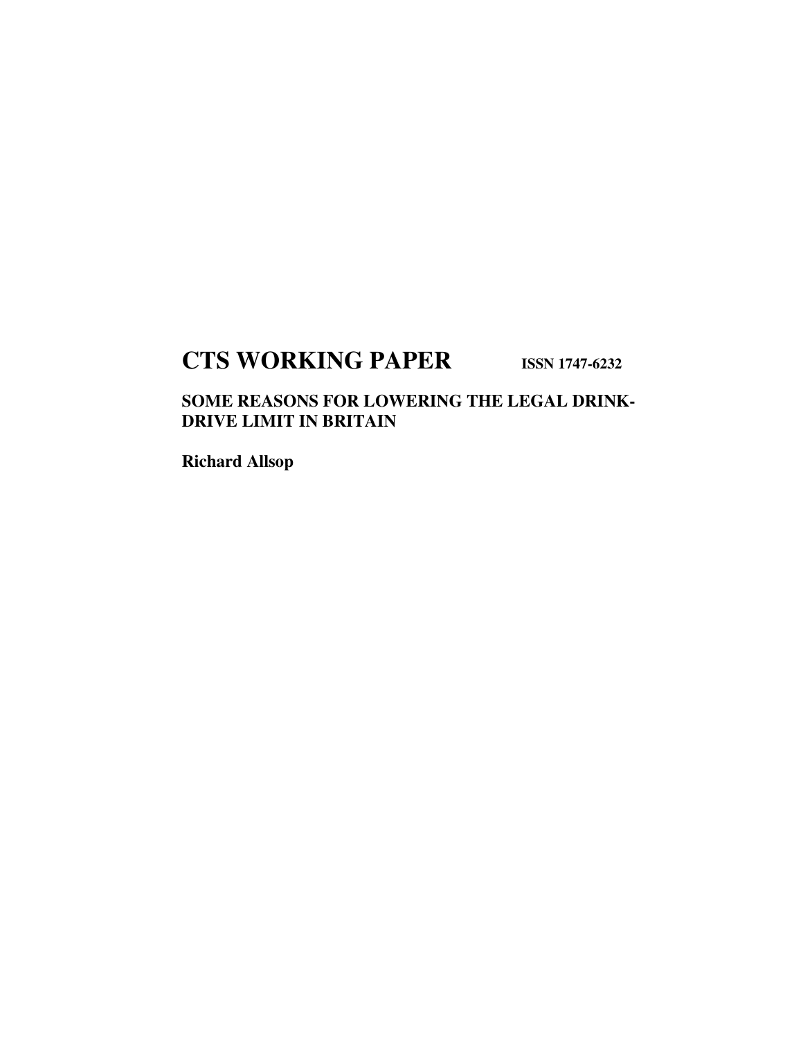# CTS WORKING PAPER ISSN 1747-6232

## SOME REASONS FOR LOWERING THE LEGAL DRINK-DRIVE LIMIT IN BRITAIN

**Richard Allsop**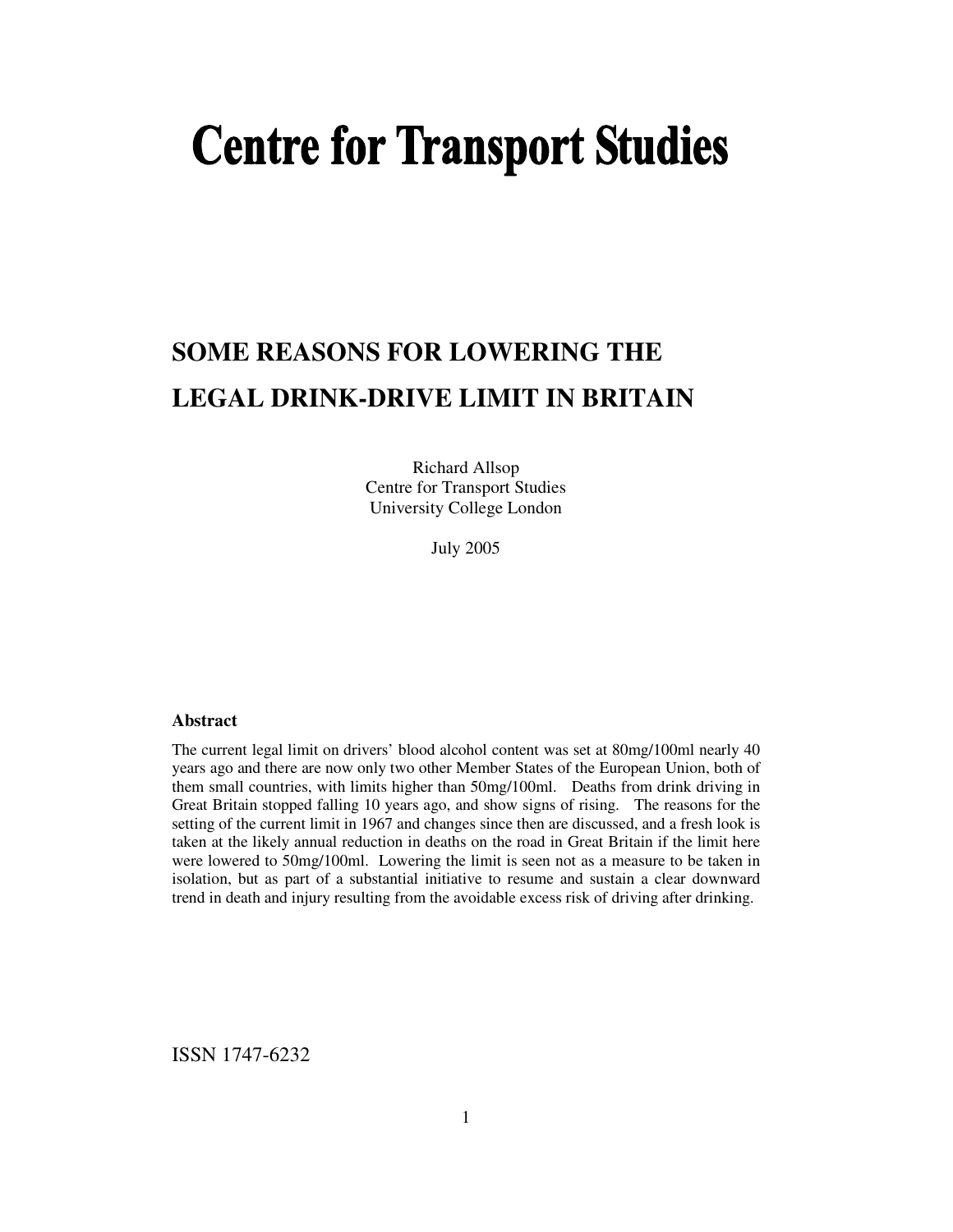# Centre for Transport Studies

## SOME REASONS FOR LOWERING THE LEGAL DRINK-DRIVE LIMIT IN BRITAIN

Richard Allsop
Centre for Transport Studies
University College London

July 2005

### Abstract

The current legal limit on drivers' blood alcohol content was set at 80mg/100ml nearly 40 years ago and there are now only two other Member States of the European Union, both of them small countries, with limits higher than 50mg/100ml. Deaths from drink driving in Great Britain stopped falling 10 years ago, and show signs of rising. The reasons for the setting of the current limit in 1967 and changes since then are discussed, and a fresh look is taken at the likely annual reduction in deaths on the road in Great Britain if the limit here were lowered to 50mg/100ml. Lowering the limit is seen not as a measure to be taken in isolation, but as part of a substantial initiative to resume and sustain a clear downward trend in death and injury resulting from the avoidable excess risk of driving after drinking.

ISSN 1747-6232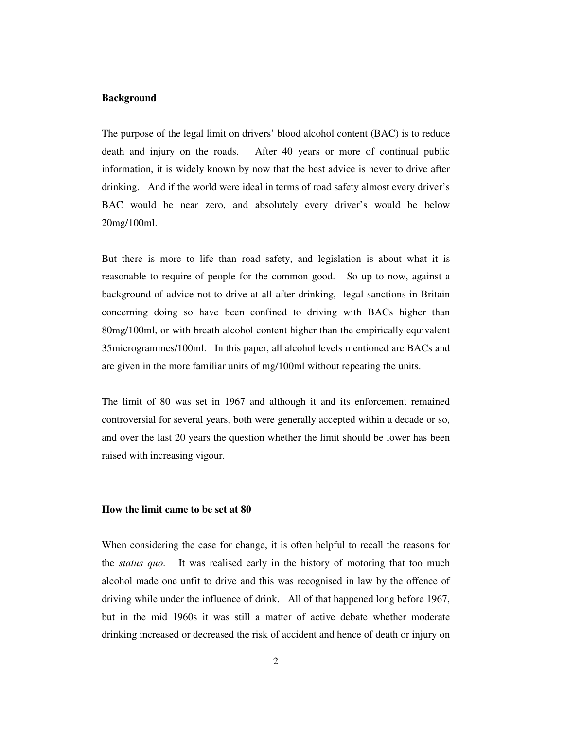**Background**

The purpose of the legal limit on drivers' blood alcohol content (BAC) is to reduce death and injury on the roads. After 40 years or more of continual public information, it is widely known by now that the best advice is never to drive after drinking. And if the world were ideal in terms of road safety almost every driver's BAC would be near zero, and absolutely every driver's would be below 20mg/100ml.

But there is more to life than road safety, and legislation is about what it is reasonable to require of people for the common good. So up to now, against a background of advice not to drive at all after drinking, legal sanctions in Britain concerning doing so have been confined to driving with BACs higher than 80mg/100ml, or with breath alcohol content higher than the empirically equivalent 35microgrammes/100ml. In this paper, all alcohol levels mentioned are BACs and are given in the more familiar units of mg/100ml without repeating the units.

The limit of 80 was set in 1967 and although it and its enforcement remained controversial for several years, both were generally accepted within a decade or so, and over the last 20 years the question whether the limit should be lower has been raised with increasing vigour.

**How the limit came to be set at 80**

When considering the case for change, it is often helpful to recall the reasons for the *status quo*. It was realised early in the history of motoring that too much alcohol made one unfit to drive and this was recognised in law by the offence of driving while under the influence of drink. All of that happened long before 1967, but in the mid 1960s it was still a matter of active debate whether moderate drinking increased or decreased the risk of accident and hence of death or injury on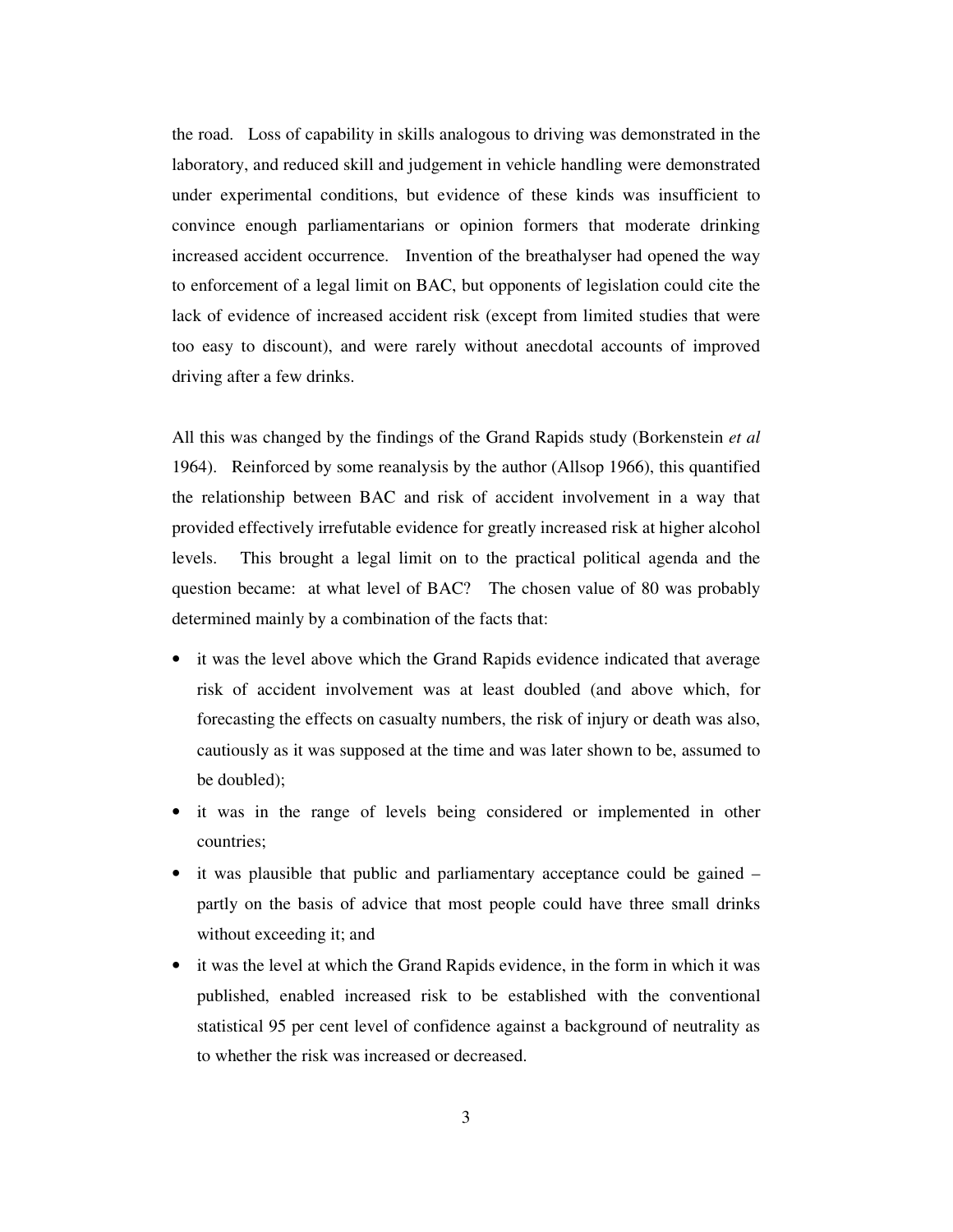the road. Loss of capability in skills analogous to driving was demonstrated in the laboratory, and reduced skill and judgement in vehicle handling were demonstrated under experimental conditions, but evidence of these kinds was insufficient to convince enough parliamentarians or opinion formers that moderate drinking increased accident occurrence. Invention of the breathalyser had opened the way to enforcement of a legal limit on BAC, but opponents of legislation could cite the lack of evidence of increased accident risk (except from limited studies that were too easy to discount), and were rarely without anecdotal accounts of improved driving after a few drinks.

All this was changed by the findings of the Grand Rapids study (Borkenstein *et al* 1964). Reinforced by some reanalysis by the author (Allsop 1966), this quantified the relationship between BAC and risk of accident involvement in a way that provided effectively irrefutable evidence for greatly increased risk at higher alcohol levels. This brought a legal limit on to the practical political agenda and the question became: at what level of BAC? The chosen value of 80 was probably determined mainly by a combination of the facts that:

- it was the level above which the Grand Rapids evidence indicated that average risk of accident involvement was at least doubled (and above which, for forecasting the effects on casualty numbers, the risk of injury or death was also, cautiously as it was supposed at the time and was later shown to be, assumed to be doubled);
- it was in the range of levels being considered or implemented in other countries;
- it was plausible that public and parliamentary acceptance could be gained – partly on the basis of advice that most people could have three small drinks without exceeding it; and
- it was the level at which the Grand Rapids evidence, in the form in which it was published, enabled increased risk to be established with the conventional statistical 95 per cent level of confidence against a background of neutrality as to whether the risk was increased or decreased.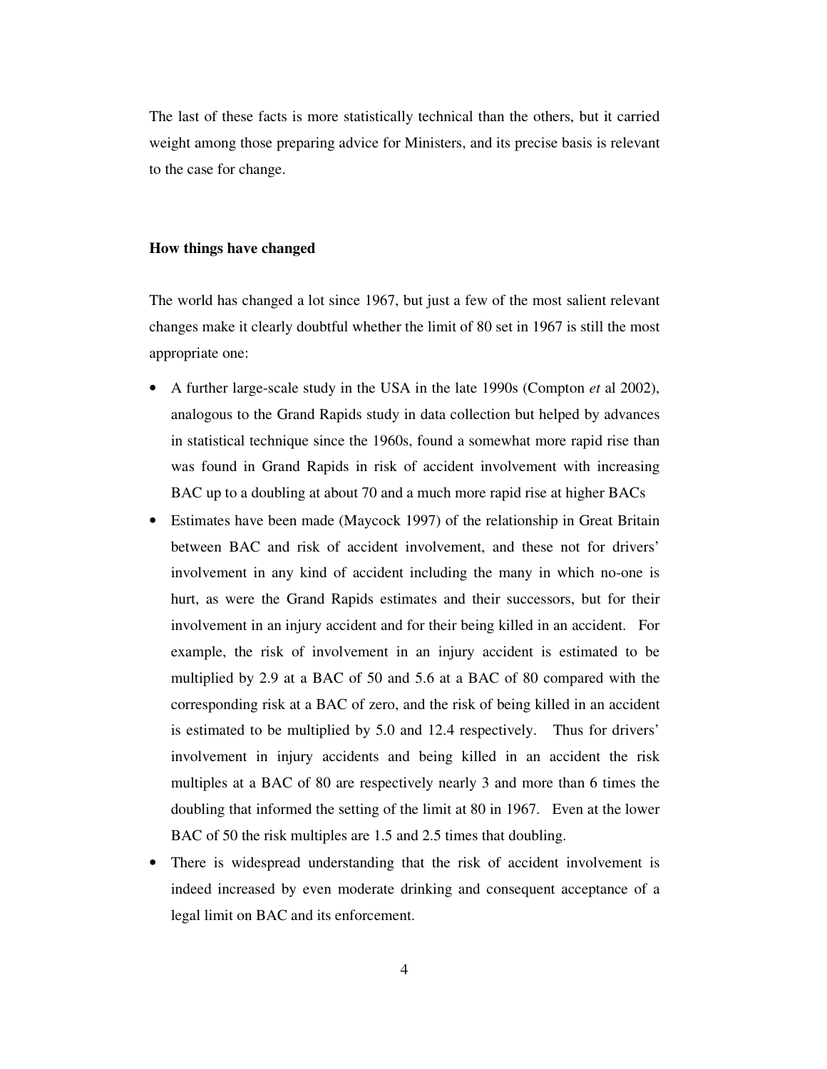The last of these facts is more statistically technical than the others, but it carried weight among those preparing advice for Ministers, and its precise basis is relevant to the case for change.

**How things have changed**

The world has changed a lot since 1967, but just a few of the most salient relevant changes make it clearly doubtful whether the limit of 80 set in 1967 is still the most appropriate one:

- A further large-scale study in the USA in the late 1990s (Compton *et* al 2002), analogous to the Grand Rapids study in data collection but helped by advances in statistical technique since the 1960s, found a somewhat more rapid rise than was found in Grand Rapids in risk of accident involvement with increasing BAC up to a doubling at about 70 and a much more rapid rise at higher BACs
- Estimates have been made (Maycock 1997) of the relationship in Great Britain between BAC and risk of accident involvement, and these not for drivers' involvement in any kind of accident including the many in which no-one is hurt, as were the Grand Rapids estimates and their successors, but for their involvement in an injury accident and for their being killed in an accident. For example, the risk of involvement in an injury accident is estimated to be multiplied by 2.9 at a BAC of 50 and 5.6 at a BAC of 80 compared with the corresponding risk at a BAC of zero, and the risk of being killed in an accident is estimated to be multiplied by 5.0 and 12.4 respectively. Thus for drivers' involvement in injury accidents and being killed in an accident the risk multiples at a BAC of 80 are respectively nearly 3 and more than 6 times the doubling that informed the setting of the limit at 80 in 1967. Even at the lower BAC of 50 the risk multiples are 1.5 and 2.5 times that doubling.
- There is widespread understanding that the risk of accident involvement is indeed increased by even moderate drinking and consequent acceptance of a legal limit on BAC and its enforcement.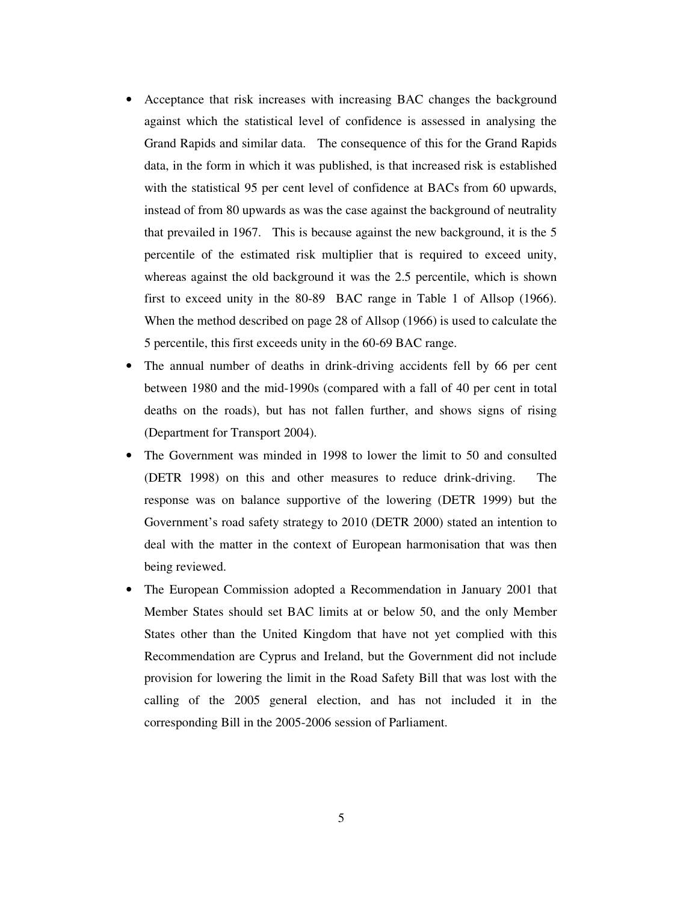- Acceptance that risk increases with increasing BAC changes the background against which the statistical level of confidence is assessed in analysing the Grand Rapids and similar data. The consequence of this for the Grand Rapids data, in the form in which it was published, is that increased risk is established with the statistical 95 per cent level of confidence at BACs from 60 upwards, instead of from 80 upwards as was the case against the background of neutrality that prevailed in 1967. This is because against the new background, it is the 5 percentile of the estimated risk multiplier that is required to exceed unity, whereas against the old background it was the 2.5 percentile, which is shown first to exceed unity in the 80-89 BAC range in Table 1 of Allsop (1966). When the method described on page 28 of Allsop (1966) is used to calculate the 5 percentile, this first exceeds unity in the 60-69 BAC range.
- The annual number of deaths in drink-driving accidents fell by 66 per cent between 1980 and the mid-1990s (compared with a fall of 40 per cent in total deaths on the roads), but has not fallen further, and shows signs of rising (Department for Transport 2004).
- The Government was minded in 1998 to lower the limit to 50 and consulted (DETR 1998) on this and other measures to reduce drink-driving. The response was on balance supportive of the lowering (DETR 1999) but the Government's road safety strategy to 2010 (DETR 2000) stated an intention to deal with the matter in the context of European harmonisation that was then being reviewed.
- The European Commission adopted a Recommendation in January 2001 that Member States should set BAC limits at or below 50, and the only Member States other than the United Kingdom that have not yet complied with this Recommendation are Cyprus and Ireland, but the Government did not include provision for lowering the limit in the Road Safety Bill that was lost with the calling of the 2005 general election, and has not included it in the corresponding Bill in the 2005-2006 session of Parliament.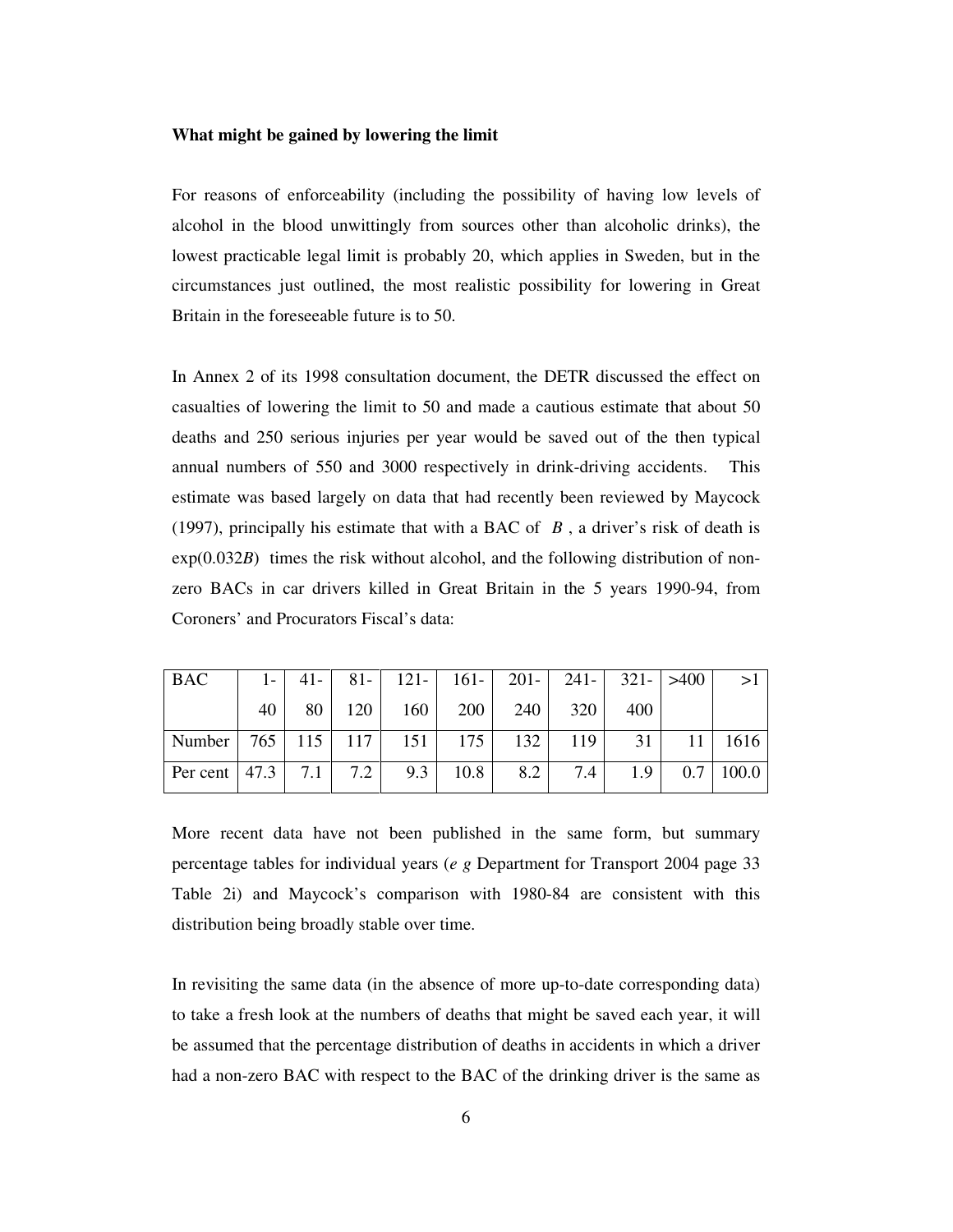**What might be gained by lowering the limit**

For reasons of enforceability (including the possibility of having low levels of alcohol in the blood unwittingly from sources other than alcoholic drinks), the lowest practicable legal limit is probably 20, which applies in Sweden, but in the circumstances just outlined, the most realistic possibility for lowering in Great Britain in the foreseeable future is to 50.

In Annex 2 of its 1998 consultation document, the DETR discussed the effect on casualties of lowering the limit to 50 and made a cautious estimate that about 50 deaths and 250 serious injuries per year would be saved out of the then typical annual numbers of 550 and 3000 respectively in drink-driving accidents. This estimate was based largely on data that had recently been reviewed by Maycock (1997), principally his estimate that with a BAC of $B$, a driver's risk of death is $\exp(0.032B)$ times the risk without alcohol, and the following distribution of non-zero BACs in car drivers killed in Great Britain in the 5 years 1990-94, from Coroners' and Procurators Fiscal's data:

| BAC | 1-40 | 41-80 | 81-120 | 121-160 | 161-200 | 201-240 | 241-320 | 321-400 | >400 | >1 |
|---|---|---|---|---|---|---|---|---|---|---|
| Number | 765 | 115 | 117 | 151 | 175 | 132 | 119 | 31 | 11 | 1616 |
| Per cent | 47.3 | 7.1 | 7.2 | 9.3 | 10.8 | 8.2 | 7.4 | 1.9 | 0.7 | 100.0 |

More recent data have not been published in the same form, but summary percentage tables for individual years (*e g* Department for Transport 2004 page 33 Table 2i) and Maycock's comparison with 1980-84 are consistent with this distribution being broadly stable over time.

In revisiting the same data (in the absence of more up-to-date corresponding data) to take a fresh look at the numbers of deaths that might be saved each year, it will be assumed that the percentage distribution of deaths in accidents in which a driver had a non-zero BAC with respect to the BAC of the drinking driver is the same as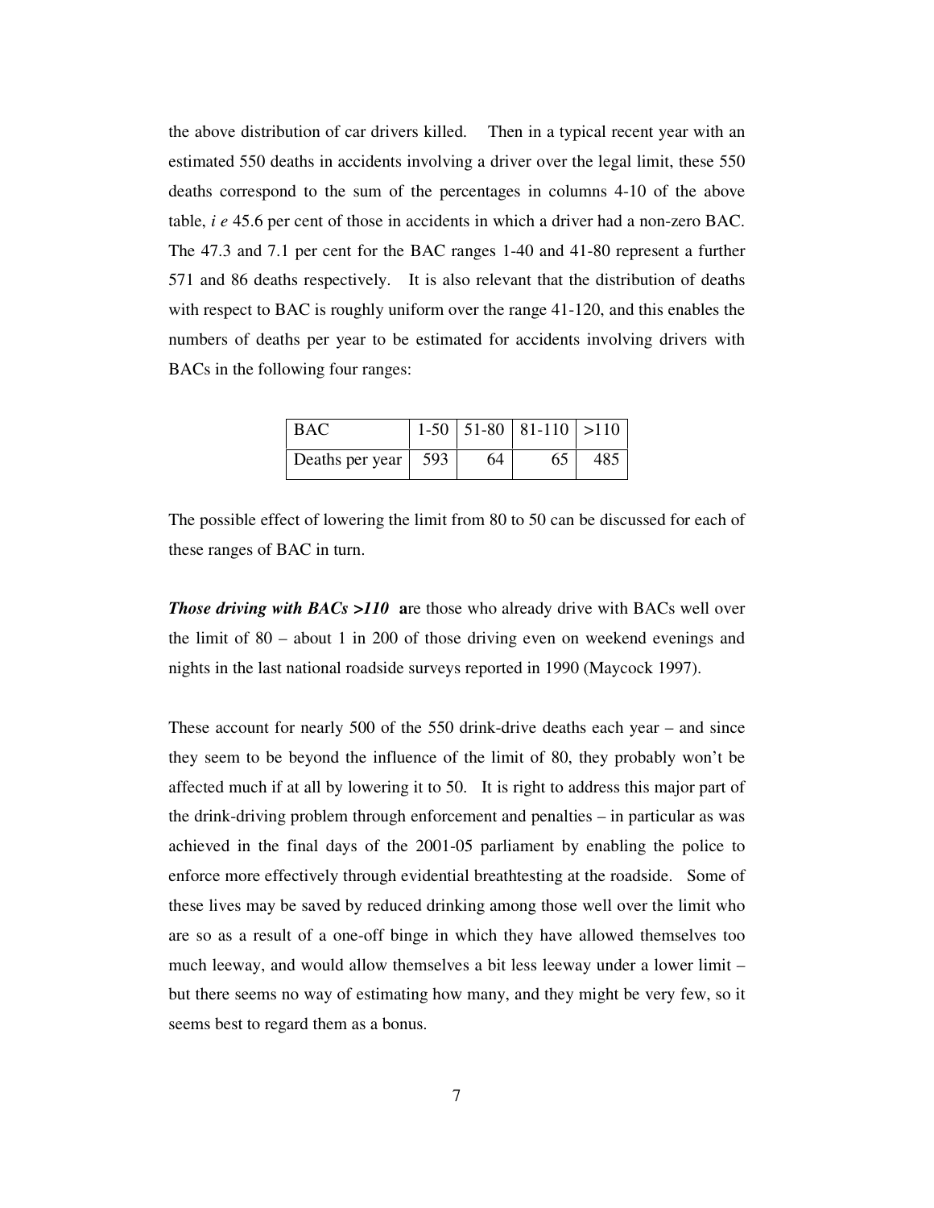the above distribution of car drivers killed. Then in a typical recent year with an estimated 550 deaths in accidents involving a driver over the legal limit, these 550 deaths correspond to the sum of the percentages in columns 4-10 of the above table, *i e* 45.6 per cent of those in accidents in which a driver had a non-zero BAC. The 47.3 and 7.1 per cent for the BAC ranges 1-40 and 41-80 represent a further 571 and 86 deaths respectively. It is also relevant that the distribution of deaths with respect to BAC is roughly uniform over the range 41-120, and this enables the numbers of deaths per year to be estimated for accidents involving drivers with BACs in the following four ranges:

| BAC | 1-50 | 51-80 | 81-110 | >110 |
|---|---|---|---|---|
| Deaths per year | 593 | 64 | 65 | 485 |

The possible effect of lowering the limit from 80 to 50 can be discussed for each of these ranges of BAC in turn.

***Those driving with BACs >110*** **a**re those who already drive with BACs well over the limit of 80 – about 1 in 200 of those driving even on weekend evenings and nights in the last national roadside surveys reported in 1990 (Maycock 1997).

These account for nearly 500 of the 550 drink-drive deaths each year – and since they seem to be beyond the influence of the limit of 80, they probably won't be affected much if at all by lowering it to 50. It is right to address this major part of the drink-driving problem through enforcement and penalties – in particular as was achieved in the final days of the 2001-05 parliament by enabling the police to enforce more effectively through evidential breathtesting at the roadside. Some of these lives may be saved by reduced drinking among those well over the limit who are so as a result of a one-off binge in which they have allowed themselves too much leeway, and would allow themselves a bit less leeway under a lower limit – but there seems no way of estimating how many, and they might be very few, so it seems best to regard them as a bonus.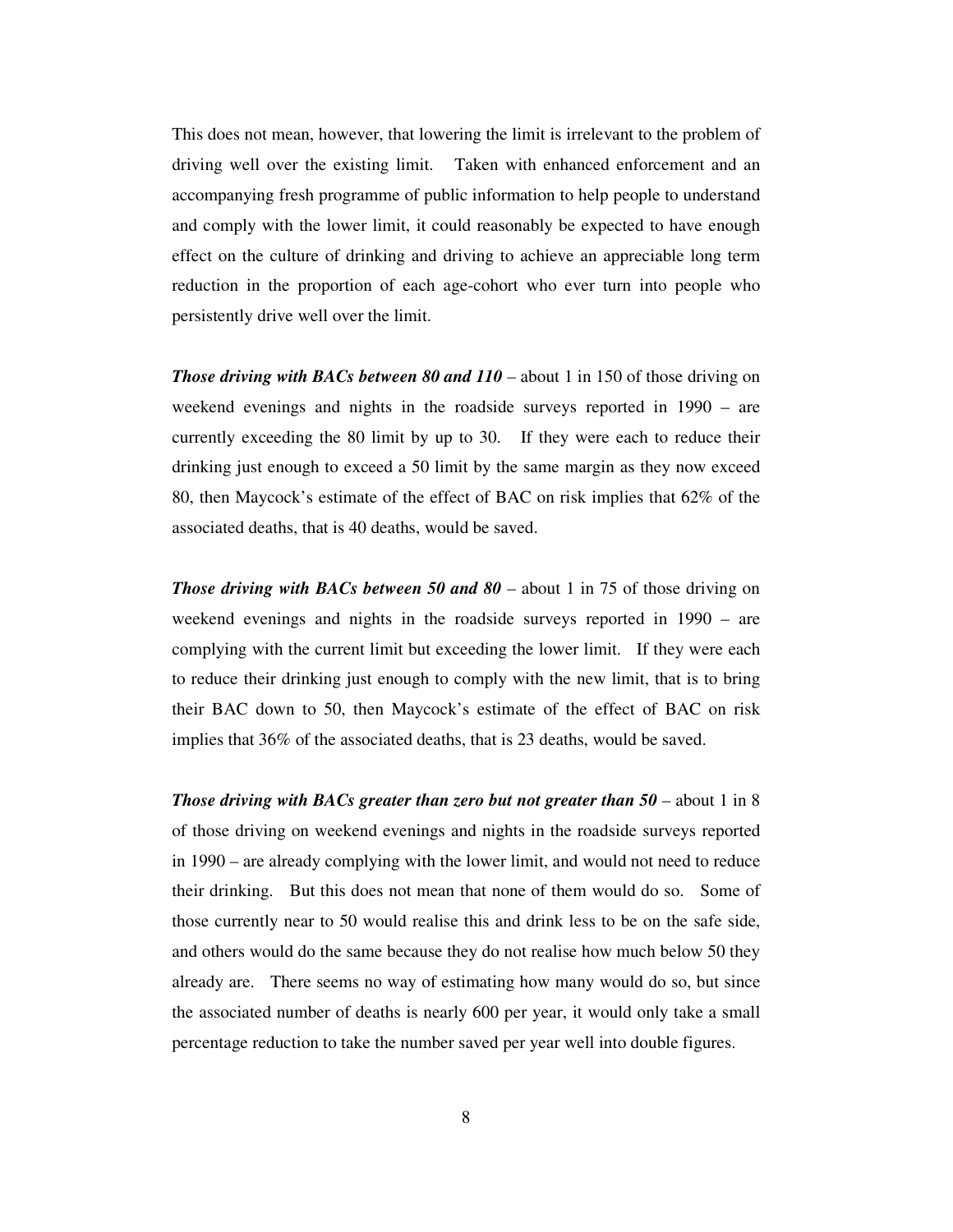This does not mean, however, that lowering the limit is irrelevant to the problem of driving well over the existing limit. Taken with enhanced enforcement and an accompanying fresh programme of public information to help people to understand and comply with the lower limit, it could reasonably be expected to have enough effect on the culture of drinking and driving to achieve an appreciable long term reduction in the proportion of each age-cohort who ever turn into people who persistently drive well over the limit.

***Those driving with BACs between 80 and 110*** – about 1 in 150 of those driving on weekend evenings and nights in the roadside surveys reported in 1990 – are currently exceeding the 80 limit by up to 30. If they were each to reduce their drinking just enough to exceed a 50 limit by the same margin as they now exceed 80, then Maycock's estimate of the effect of BAC on risk implies that 62% of the associated deaths, that is 40 deaths, would be saved.

***Those driving with BACs between 50 and 80*** – about 1 in 75 of those driving on weekend evenings and nights in the roadside surveys reported in 1990 – are complying with the current limit but exceeding the lower limit. If they were each to reduce their drinking just enough to comply with the new limit, that is to bring their BAC down to 50, then Maycock's estimate of the effect of BAC on risk implies that 36% of the associated deaths, that is 23 deaths, would be saved.

***Those driving with BACs greater than zero but not greater than 50*** – about 1 in 8 of those driving on weekend evenings and nights in the roadside surveys reported in 1990 – are already complying with the lower limit, and would not need to reduce their drinking. But this does not mean that none of them would do so. Some of those currently near to 50 would realise this and drink less to be on the safe side, and others would do the same because they do not realise how much below 50 they already are. There seems no way of estimating how many would do so, but since the associated number of deaths is nearly 600 per year, it would only take a small percentage reduction to take the number saved per year well into double figures.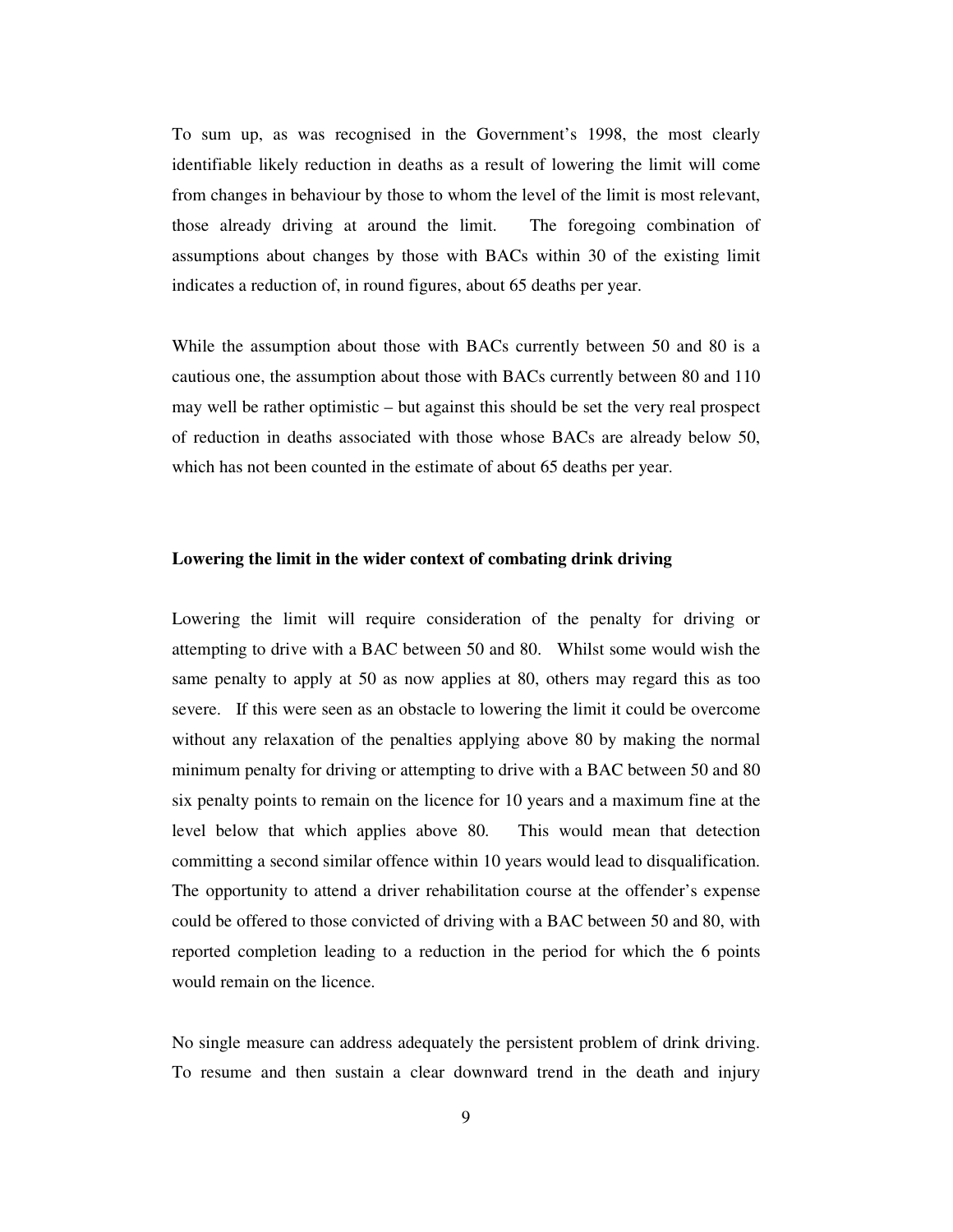To sum up, as was recognised in the Government's 1998, the most clearly identifiable likely reduction in deaths as a result of lowering the limit will come from changes in behaviour by those to whom the level of the limit is most relevant, those already driving at around the limit. The foregoing combination of assumptions about changes by those with BACs within 30 of the existing limit indicates a reduction of, in round figures, about 65 deaths per year.

While the assumption about those with BACs currently between 50 and 80 is a cautious one, the assumption about those with BACs currently between 80 and 110 may well be rather optimistic – but against this should be set the very real prospect of reduction in deaths associated with those whose BACs are already below 50, which has not been counted in the estimate of about 65 deaths per year.

**Lowering the limit in the wider context of combating drink driving**

Lowering the limit will require consideration of the penalty for driving or attempting to drive with a BAC between 50 and 80. Whilst some would wish the same penalty to apply at 50 as now applies at 80, others may regard this as too severe. If this were seen as an obstacle to lowering the limit it could be overcome without any relaxation of the penalties applying above 80 by making the normal minimum penalty for driving or attempting to drive with a BAC between 50 and 80 six penalty points to remain on the licence for 10 years and a maximum fine at the level below that which applies above 80. This would mean that detection committing a second similar offence within 10 years would lead to disqualification. The opportunity to attend a driver rehabilitation course at the offender's expense could be offered to those convicted of driving with a BAC between 50 and 80, with reported completion leading to a reduction in the period for which the 6 points would remain on the licence.

No single measure can address adequately the persistent problem of drink driving. To resume and then sustain a clear downward trend in the death and injury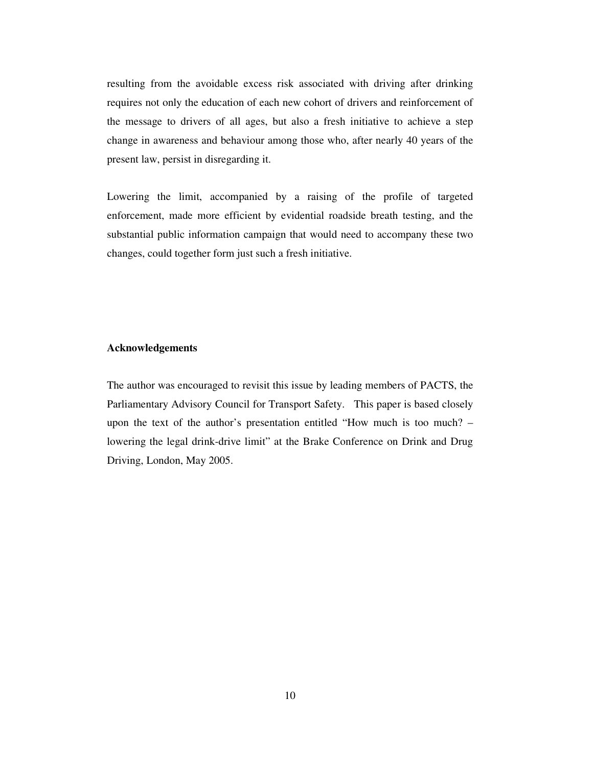resulting from the avoidable excess risk associated with driving after drinking requires not only the education of each new cohort of drivers and reinforcement of the message to drivers of all ages, but also a fresh initiative to achieve a step change in awareness and behaviour among those who, after nearly 40 years of the present law, persist in disregarding it.

Lowering the limit, accompanied by a raising of the profile of targeted enforcement, made more efficient by evidential roadside breath testing, and the substantial public information campaign that would need to accompany these two changes, could together form just such a fresh initiative.

**Acknowledgements**

The author was encouraged to revisit this issue by leading members of PACTS, the Parliamentary Advisory Council for Transport Safety. This paper is based closely upon the text of the author's presentation entitled "How much is too much? – lowering the legal drink-drive limit" at the Brake Conference on Drink and Drug Driving, London, May 2005.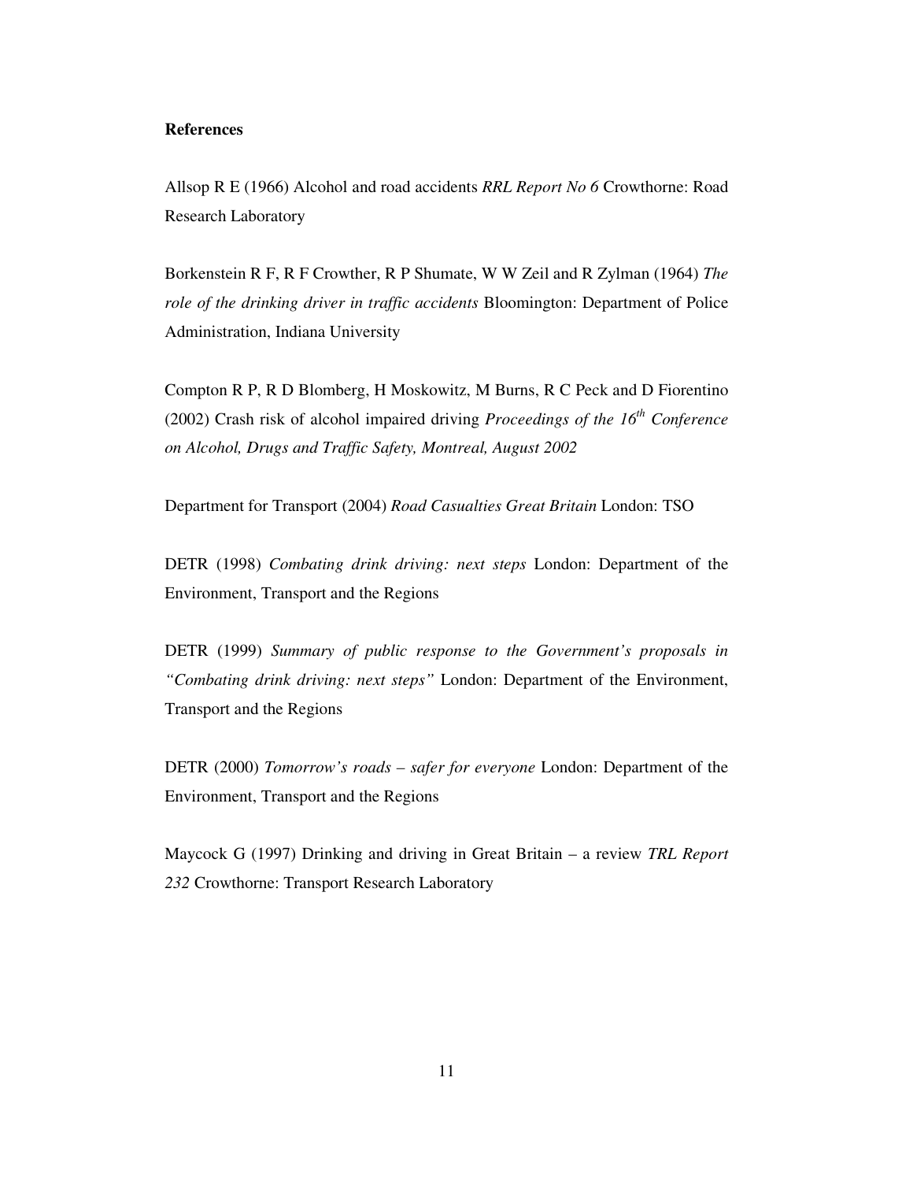**References**

Allsop R E (1966) Alcohol and road accidents *RRL Report No 6* Crowthorne: Road Research Laboratory

Borkenstein R F, R F Crowther, R P Shumate, W W Zeil and R Zylman (1964) *The role of the drinking driver in traffic accidents* Bloomington: Department of Police Administration, Indiana University

Compton R P, R D Blomberg, H Moskowitz, M Burns, R C Peck and D Fiorentino (2002) Crash risk of alcohol impaired driving *Proceedings of the 16th Conference on Alcohol, Drugs and Traffic Safety, Montreal, August 2002*

Department for Transport (2004) *Road Casualties Great Britain* London: TSO

DETR (1998) *Combating drink driving: next steps* London: Department of the Environment, Transport and the Regions

DETR (1999) *Summary of public response to the Government's proposals in "Combating drink driving: next steps"* London: Department of the Environment, Transport and the Regions

DETR (2000) *Tomorrow's roads – safer for everyone* London: Department of the Environment, Transport and the Regions

Maycock G (1997) Drinking and driving in Great Britain – a review *TRL Report 232* Crowthorne: Transport Research Laboratory